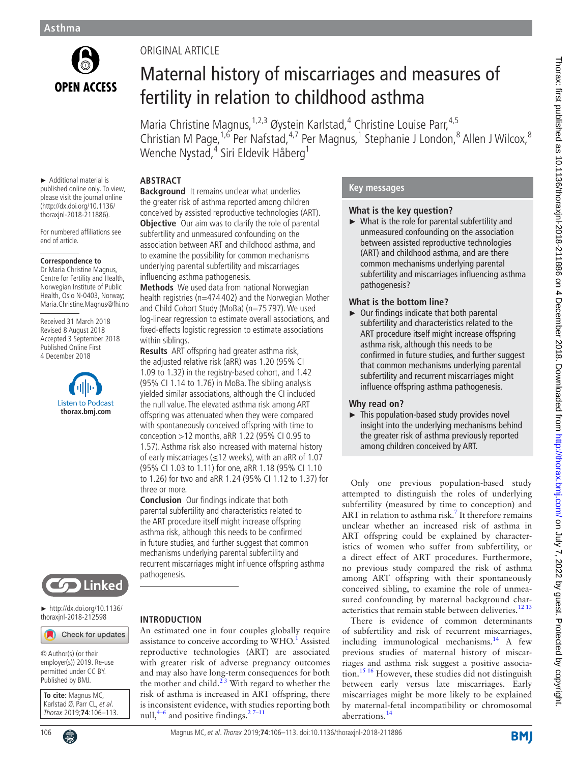ORIGINAL ARTICLE

# Maternal history of miscarriages and measures of fertility in relation to childhood asthma

Maria Christine Magnus,[1,2,3] Øystein Karlstad,[4] Christine Louise Parr,[4,5] Christian M Page,[1,6] Per Nafstad,[4,7] Per Magnus,[1] Stephanie J London,[8] Allen J Wilcox,[8] Wenche Nystad,[4] Siri Eldevik Håberg[1]

► Additional material is published online only. To view, please visit the journal online (http://dx.doi.org/10.1136/thoraxjnl-2018-211886).

For numbered affiliations see end of article.

**Correspondence to**
Dr Maria Christine Magnus, Centre for Fertility and Health, Norwegian Institute of Public Health, Oslo N-0403, Norway; Maria.Christine.Magnus@fhi.no

Received 31 March 2018
Revised 8 August 2018
Accepted 3 September 2018
Published Online First 4 December 2018

► http://dx.doi.org/10.1136/thoraxjnl-2018-212598

© Author(s) (or their employer(s)) 2019. Re-use permitted under CC BY. Published by BMJ.

**To cite:** Magnus MC, Karlstad Ø, Parr CL, *et al*. *Thorax* 2019;**74**:106–113.

## ABSTRACT

**Background** It remains unclear what underlies the greater risk of asthma reported among children conceived by assisted reproductive technologies (ART).

**Objective** Our aim was to clarify the role of parental subfertility and unmeasured confounding on the association between ART and childhood asthma, and to examine the possibility for common mechanisms underlying parental subfertility and miscarriages influencing asthma pathogenesis.

**Methods** We used data from national Norwegian health registries (n=474 402) and the Norwegian Mother and Child Cohort Study (MoBa) (n=75 797). We used log-linear regression to estimate overall associations, and fixed-effects logistic regression to estimate associations within siblings.

**Results** ART offspring had greater asthma risk, the adjusted relative risk (aRR) was 1.20 (95% CI 1.09 to 1.32) in the registry-based cohort, and 1.42 (95% CI 1.14 to 1.76) in MoBa. The sibling analysis yielded similar associations, although the CI included the null value. The elevated asthma risk among ART offspring was attenuated when they were compared with spontaneously conceived offspring with time to conception >12 months, aRR 1.22 (95% CI 0.95 to 1.57). Asthma risk also increased with maternal history of early miscarriages (≤12 weeks), with an aRR of 1.07 (95% CI 1.03 to 1.11) for one, aRR 1.18 (95% CI 1.10 to 1.26) for two and aRR 1.24 (95% CI 1.12 to 1.37) for three or more.

**Conclusion** Our findings indicate that both parental subfertility and characteristics related to the ART procedure itself might increase offspring asthma risk, although this needs to be confirmed in future studies, and further suggest that common mechanisms underlying parental subfertility and recurrent miscarriages might influence offspring asthma pathogenesis.

## Key messages

### What is the key question?

- What is the role for parental subfertility and unmeasured confounding on the association between assisted reproductive technologies (ART) and childhood asthma, and are there common mechanisms underlying parental subfertility and miscarriages influencing asthma pathogenesis?

### What is the bottom line?

- Our findings indicate that both parental subfertility and characteristics related to the ART procedure itself might increase offspring asthma risk, although this needs to be confirmed in future studies, and further suggest that common mechanisms underlying parental subfertility and recurrent miscarriages might influence offspring asthma pathogenesis.

### Why read on?

- This population-based study provides novel insight into the underlying mechanisms behind the greater risk of asthma previously reported among children conceived by ART.

## INTRODUCTION

An estimated one in four couples globally require assistance to conceive according to WHO.[1] Assisted reproductive technologies (ART) are associated with greater risk of adverse pregnancy outcomes and may also have long-term consequences for both the mother and child.[2,3] With regard to whether the risk of asthma is increased in ART offspring, there is inconsistent evidence, with studies reporting both null,[4–6] and positive findings.[2,7–11]

Only one previous population-based study attempted to distinguish the roles of underlying subfertility (measured by time to conception) and ART in relation to asthma risk.[7] It therefore remains unclear whether an increased risk of asthma in ART offspring could be explained by characteristics of women who suffer from subfertility, or a direct effect of ART procedures. Furthermore, no previous study compared the risk of asthma among ART offspring with their spontaneously conceived sibling, to examine the role of unmeasured confounding by maternal background characteristics that remain stable between deliveries.[12,13]

There is evidence of common determinants of subfertility and risk of recurrent miscarriages, including immunological mechanisms.[14] A few previous studies of maternal history of miscarriages and asthma risk suggest a positive association.[15,16] However, these studies did not distinguish between early versus late miscarriages. Early miscarriages might be more likely to be explained by maternal-fetal incompatibility or chromosomal aberrations.[14]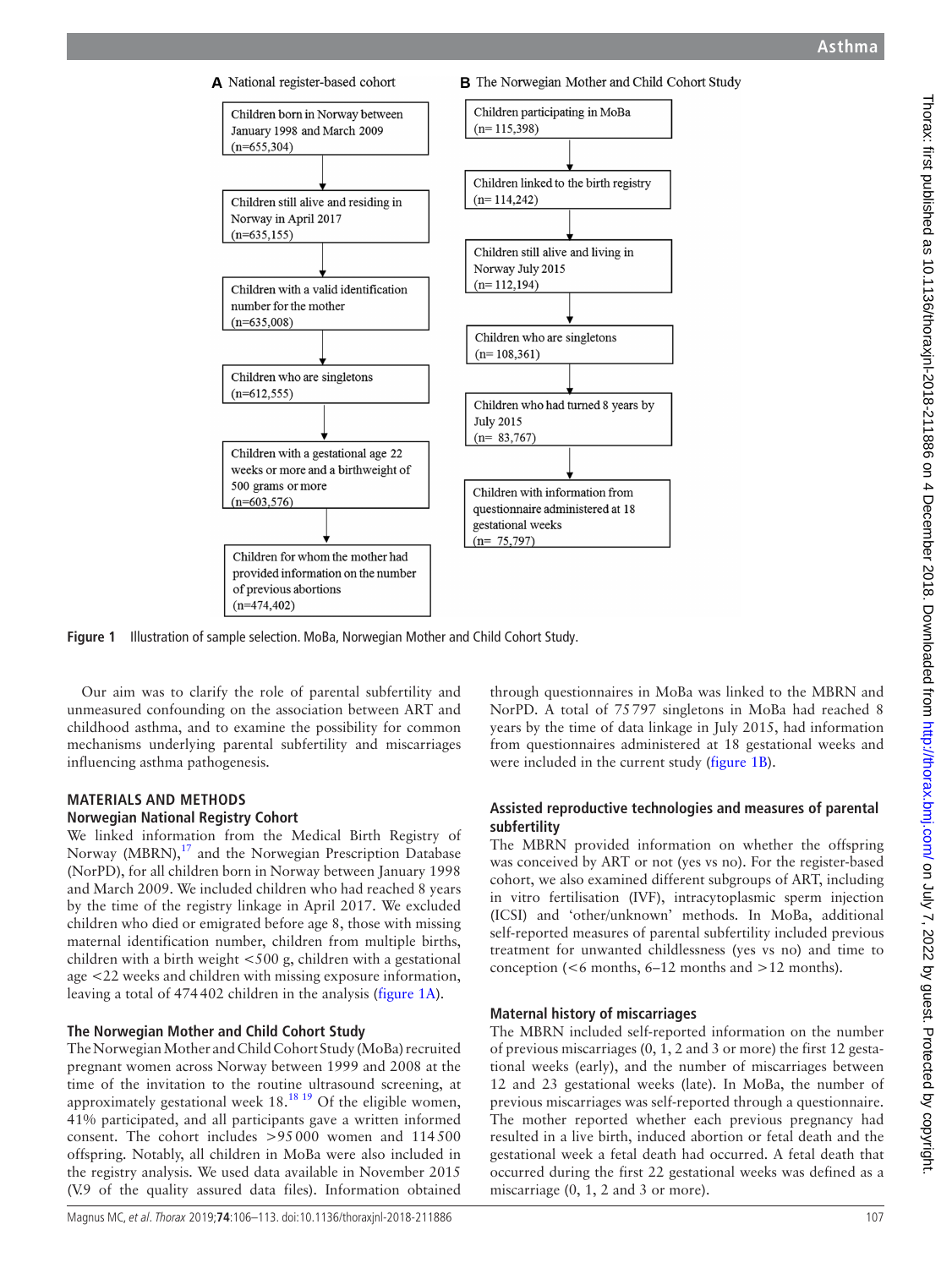**A** National register-based cohort

Children born in Norway between January 1998 and March 2009 (n=655,304)
↓
Children still alive and residing in Norway in April 2017 (n=635,155)
↓
Children with a valid identification number for the mother (n=635,008)
↓
Children who are singletons (n=612,555)
↓
Children with a gestational age 22 weeks or more and a birthweight of 500 grams or more (n=603,576)
↓
Children for whom the mother had provided information on the number of previous abortions (n=474,402)

**B** The Norwegian Mother and Child Cohort Study

Children participating in MoBa (n= 115,398)
↓
Children linked to the birth registry (n= 114,242)
↓
Children still alive and living in Norway July 2015 (n= 112,194)
↓
Children who are singletons (n= 108,361)
↓
Children who had turned 8 years by July 2015 (n= 83,767)
↓
Children with information from questionnaire administered at 18 gestational weeks (n= 75,797)

**Figure 1** Illustration of sample selection. MoBa, Norwegian Mother and Child Cohort Study.

Our aim was to clarify the role of parental subfertility and unmeasured confounding on the association between ART and childhood asthma, and to examine the possibility for common mechanisms underlying parental subfertility and miscarriages influencing asthma pathogenesis.

## MATERIALS AND METHODS

### Norwegian National Registry Cohort

We linked information from the Medical Birth Registry of Norway (MBRN),[17] and the Norwegian Prescription Database (NorPD), for all children born in Norway between January 1998 and March 2009. We included children who had reached 8 years by the time of the registry linkage in April 2017. We excluded children who died or emigrated before age 8, those with missing maternal identification number, children from multiple births, children with a birth weight <500 g, children with a gestational age <22 weeks and children with missing exposure information, leaving a total of 474 402 children in the analysis (figure 1A).

### The Norwegian Mother and Child Cohort Study

The Norwegian Mother and Child Cohort Study (MoBa) recruited pregnant women across Norway between 1999 and 2008 at the time of the invitation to the routine ultrasound screening, at approximately gestational week 18.[18,19] Of the eligible women, 41% participated, and all participants gave a written informed consent. The cohort includes >95 000 women and 114 500 offspring. Notably, all children in MoBa were also included in the registry analysis. We used data available in November 2015 (V.9 of the quality assured data files). Information obtained through questionnaires in MoBa was linked to the MBRN and NorPD. A total of 75 797 singletons in MoBa had reached 8 years by the time of data linkage in July 2015, had information from questionnaires administered at 18 gestational weeks and were included in the current study (figure 1B).

### Assisted reproductive technologies and measures of parental subfertility

The MBRN provided information on whether the offspring was conceived by ART or not (yes vs no). For the register-based cohort, we also examined different subgroups of ART, including in vitro fertilisation (IVF), intracytoplasmic sperm injection (ICSI) and 'other/unknown' methods. In MoBa, additional self-reported measures of parental subfertility included previous treatment for unwanted childlessness (yes vs no) and time to conception (<6 months, 6–12 months and >12 months).

### Maternal history of miscarriages

The MBRN included self-reported information on the number of previous miscarriages (0, 1, 2 and 3 or more) the first 12 gestational weeks (early), and the number of miscarriages between 12 and 23 gestational weeks (late). In MoBa, the number of previous miscarriages was self-reported through a questionnaire. The mother reported whether each previous pregnancy had resulted in a live birth, induced abortion or fetal death and the gestational week a fetal death had occurred. A fetal death that occurred during the first 22 gestational weeks was defined as a miscarriage (0, 1, 2 and 3 or more).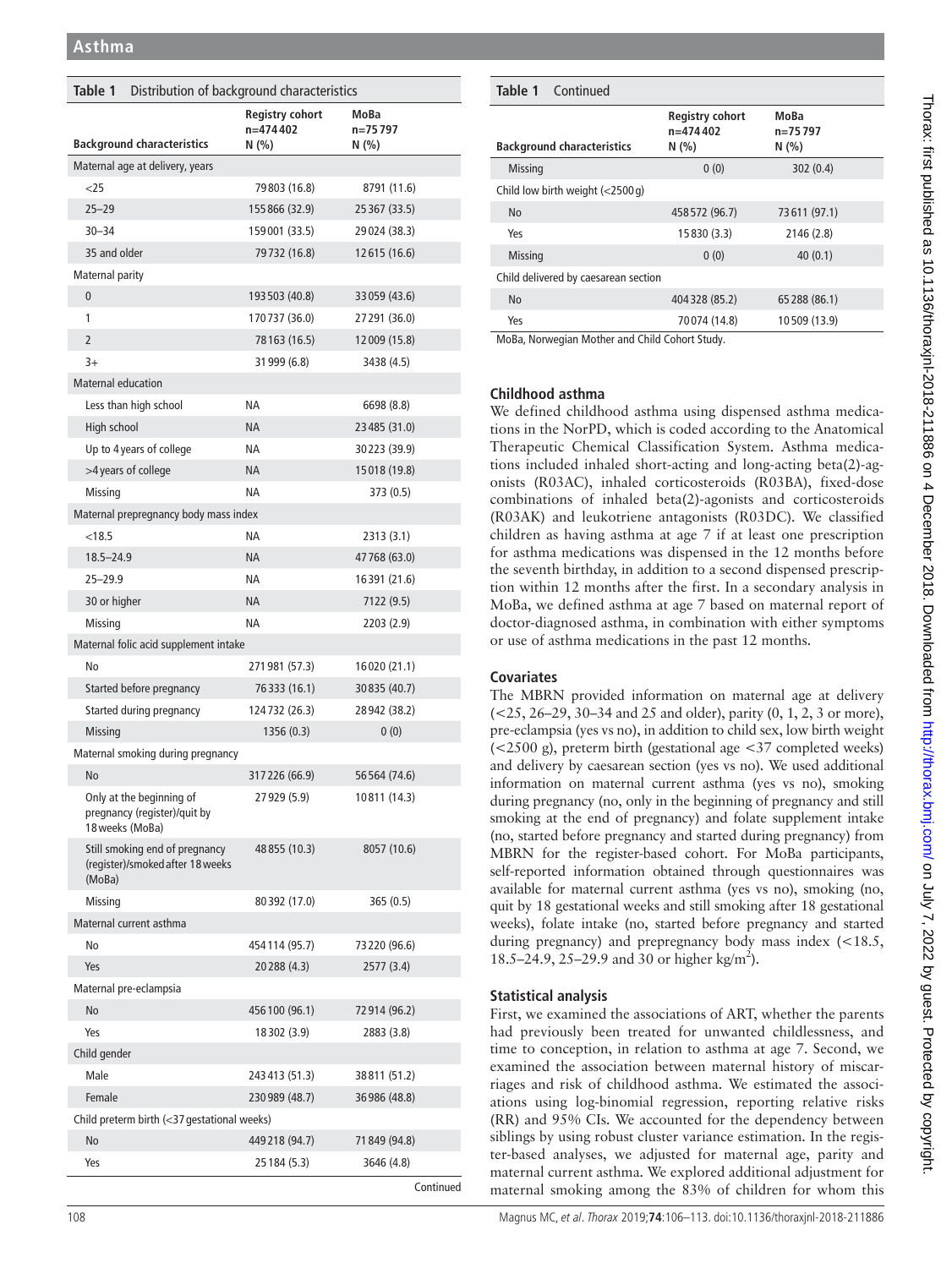**Table 1** Distribution of background characteristics

| Background characteristics | Registry cohort n=474 402 N (%) | MoBa n=75 797 N (%) |
|---|---|---|
| Maternal age at delivery, years | | |
| <25 | 79 803 (16.8) | 8791 (11.6) |
| 25–29 | 155 866 (32.9) | 25 367 (33.5) |
| 30–34 | 159 001 (33.5) | 29 024 (38.3) |
| 35 and older | 79 732 (16.8) | 12 615 (16.6) |
| Maternal parity | | |
| 0 | 193 503 (40.8) | 33 059 (43.6) |
| 1 | 170 737 (36.0) | 27 291 (36.0) |
| 2 | 78 163 (16.5) | 12 009 (15.8) |
| 3+ | 31 999 (6.8) | 3438 (4.5) |
| Maternal education | | |
| Less than high school | NA | 6698 (8.8) |
| High school | NA | 23 485 (31.0) |
| Up to 4 years of college | NA | 30 223 (39.9) |
| >4 years of college | NA | 15 018 (19.8) |
| Missing | NA | 373 (0.5) |
| Maternal prepregnancy body mass index | | |
| <18.5 | NA | 2313 (3.1) |
| 18.5–24.9 | NA | 47 768 (63.0) |
| 25–29.9 | NA | 16 391 (21.6) |
| 30 or higher | NA | 7122 (9.5) |
| Missing | NA | 2203 (2.9) |
| Maternal folic acid supplement intake | | |
| No | 271 981 (57.3) | 16 020 (21.1) |
| Started before pregnancy | 76 333 (16.1) | 30 835 (40.7) |
| Started during pregnancy | 124 732 (26.3) | 28 942 (38.2) |
| Missing | 1356 (0.3) | 0 (0) |
| Maternal smoking during pregnancy | | |
| No | 317 226 (66.9) | 56 564 (74.6) |
| Only at the beginning of pregnancy (register)/quit by 18 weeks (MoBa) | 27 929 (5.9) | 10 811 (14.3) |
| Still smoking end of pregnancy (register)/smoked after 18 weeks (MoBa) | 48 855 (10.3) | 8057 (10.6) |
| Missing | 80 392 (17.0) | 365 (0.5) |
| Maternal current asthma | | |
| No | 454 114 (95.7) | 73 220 (96.6) |
| Yes | 20 288 (4.3) | 2577 (3.4) |
| Maternal pre-eclampsia | | |
| No | 456 100 (96.1) | 72 914 (96.2) |
| Yes | 18 302 (3.9) | 2883 (3.8) |
| Child gender | | |
| Male | 243 413 (51.3) | 38 811 (51.2) |
| Female | 230 989 (48.7) | 36 986 (48.8) |
| Child preterm birth (<37 gestational weeks) | | |
| No | 449 218 (94.7) | 71 849 (94.8) |
| Yes | 25 184 (5.3) | 3646 (4.8) |
| Missing | 0 (0) | 302 (0.4) |
| Child low birth weight (<2500 g) | | |
| No | 458 572 (96.7) | 73 611 (97.1) |
| Yes | 15 830 (3.3) | 2146 (2.8) |
| Missing | 0 (0) | 40 (0.1) |
| Child delivered by caesarean section | | |
| No | 404 328 (85.2) | 65 288 (86.1) |
| Yes | 70 074 (14.8) | 10 509 (13.9) |

MoBa, Norwegian Mother and Child Cohort Study.

### Childhood asthma

We defined childhood asthma using dispensed asthma medications in the NorPD, which is coded according to the Anatomical Therapeutic Chemical Classification System. Asthma medications included inhaled short-acting and long-acting beta(2)-agonists (R03AC), inhaled corticosteroids (R03BA), fixed-dose combinations of inhaled beta(2)-agonists and corticosteroids (R03AK) and leukotriene antagonists (R03DC). We classified children as having asthma at age 7 if at least one prescription for asthma medications was dispensed in the 12 months before the seventh birthday, in addition to a second dispensed prescription within 12 months after the first. In a secondary analysis in MoBa, we defined asthma at age 7 based on maternal report of doctor-diagnosed asthma, in combination with either symptoms or use of asthma medications in the past 12 months.

### Covariates

The MBRN provided information on maternal age at delivery (<25, 26–29, 30–34 and 25 and older), parity (0, 1, 2, 3 or more), pre-eclampsia (yes vs no), in addition to child sex, low birth weight (<2500 g), preterm birth (gestational age <37 completed weeks) and delivery by caesarean section (yes vs no). We used additional information on maternal current asthma (yes vs no), smoking during pregnancy (no, only in the beginning of pregnancy and still smoking at the end of pregnancy) and folate supplement intake (no, started before pregnancy and started during pregnancy) from MBRN for the register-based cohort. For MoBa participants, self-reported information obtained through questionnaires was available for maternal current asthma (yes vs no), smoking (no, quit by 18 gestational weeks and still smoking after 18 gestational weeks), folate intake (no, started before pregnancy and started during pregnancy) and prepregnancy body mass index (<18.5, 18.5–24.9, 25–29.9 and 30 or higher kg/m$^2$).

### Statistical analysis

First, we examined the associations of ART, whether the parents had previously been treated for unwanted childlessness, and time to conception, in relation to asthma at age 7. Second, we examined the association between maternal history of miscarriages and risk of childhood asthma. We estimated the associations using log-binomial regression, reporting relative risks (RR) and 95% CIs. We accounted for the dependency between siblings by using robust cluster variance estimation. In the register-based analyses, we adjusted for maternal age, parity and maternal current asthma. We explored additional adjustment for maternal smoking among the 83% of children for whom this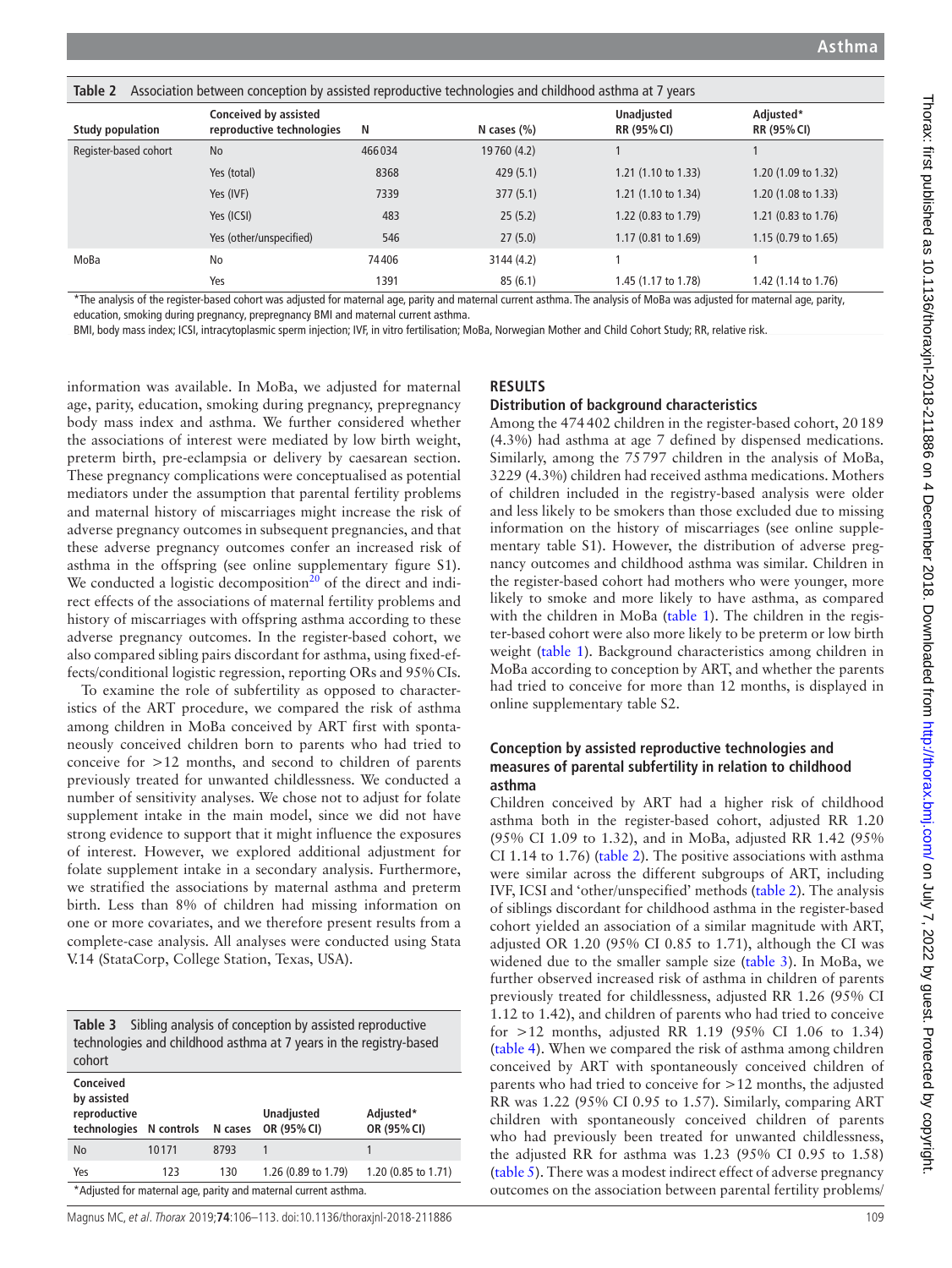**Table 2** Association between conception by assisted reproductive technologies and childhood asthma at 7 years

| Study population | Conceived by assisted reproductive technologies | N | N cases (%) | Unadjusted RR (95% CI) | Adjusted* RR (95% CI) |
|---|---|---|---|---|---|
| Register-based cohort | No | 466 034 | 19 760 (4.2) | 1 | 1 |
| | Yes (total) | 8368 | 429 (5.1) | 1.21 (1.10 to 1.33) | 1.20 (1.09 to 1.32) |
| | Yes (IVF) | 7339 | 377 (5.1) | 1.21 (1.10 to 1.34) | 1.20 (1.08 to 1.33) |
| | Yes (ICSI) | 483 | 25 (5.2) | 1.22 (0.83 to 1.79) | 1.21 (0.83 to 1.76) |
| | Yes (other/unspecified) | 546 | 27 (5.0) | 1.17 (0.81 to 1.69) | 1.15 (0.79 to 1.65) |
| MoBa | No | 74 406 | 3144 (4.2) | 1 | 1 |
| | Yes | 1391 | 85 (6.1) | 1.45 (1.17 to 1.78) | 1.42 (1.14 to 1.76) |

*The analysis of the register-based cohort was adjusted for maternal age, parity and maternal current asthma. The analysis of MoBa was adjusted for maternal age, parity, education, smoking during pregnancy, prepregnancy BMI and maternal current asthma.

BMI, body mass index; ICSI, intracytoplasmic sperm injection; IVF, in vitro fertilisation; MoBa, Norwegian Mother and Child Cohort Study; RR, relative risk.

information was available. In MoBa, we adjusted for maternal age, parity, education, smoking during pregnancy, prepregnancy body mass index and asthma. We further considered whether the associations of interest were mediated by low birth weight, preterm birth, pre-eclampsia or delivery by caesarean section. These pregnancy complications were conceptualised as potential mediators under the assumption that parental fertility problems and maternal history of miscarriages might increase the risk of adverse pregnancy outcomes in subsequent pregnancies, and that these adverse pregnancy outcomes confer an increased risk of asthma in the offspring (see online supplementary figure S1). We conducted a logistic decomposition[20] of the direct and indirect effects of the associations of maternal fertility problems and history of miscarriages with offspring asthma according to these adverse pregnancy outcomes. In the register-based cohort, we also compared sibling pairs discordant for asthma, using fixed-effects/conditional logistic regression, reporting ORs and 95% CIs.

To examine the role of subfertility as opposed to characteristics of the ART procedure, we compared the risk of asthma among children in MoBa conceived by ART first with spontaneously conceived children born to parents who had tried to conceive for >12 months, and second to children of parents previously treated for unwanted childlessness. We conducted a number of sensitivity analyses. We chose not to adjust for folate supplement intake in the main model, since we did not have strong evidence to support that it might influence the exposures of interest. However, we explored additional adjustment for folate supplement intake in a secondary analysis. Furthermore, we stratified the associations by maternal asthma and preterm birth. Less than 8% of children had missing information on one or more covariates, and we therefore present results from a complete-case analysis. All analyses were conducted using Stata V.14 (StataCorp, College Station, Texas, USA).

**Table 3** Sibling analysis of conception by assisted reproductive technologies and childhood asthma at 7 years in the registry-based cohort

| Conceived by assisted reproductive technologies | N controls | N cases | Unadjusted OR (95% CI) | Adjusted* OR (95% CI) |
|---|---|---|---|---|
| No | 10 171 | 8793 | 1 | 1 |
| Yes | 123 | 130 | 1.26 (0.89 to 1.79) | 1.20 (0.85 to 1.71) |

*Adjusted for maternal age, parity and maternal current asthma.

## RESULTS

### Distribution of background characteristics

Among the 474 402 children in the register-based cohort, 20 189 (4.3%) had asthma at age 7 defined by dispensed medications. Similarly, among the 75 797 children in the analysis of MoBa, 3229 (4.3%) children had received asthma medications. Mothers of children included in the registry-based analysis were older and less likely to be smokers than those excluded due to missing information on the history of miscarriages (see online supplementary table S1). However, the distribution of adverse pregnancy outcomes and childhood asthma was similar. Children in the register-based cohort had mothers who were younger, more likely to smoke and more likely to have asthma, as compared with the children in MoBa (table 1). The children in the register-based cohort were also more likely to be preterm or low birth weight (table 1). Background characteristics among children in MoBa according to conception by ART, and whether the parents had tried to conceive for more than 12 months, is displayed in online supplementary table S2.

### Conception by assisted reproductive technologies and measures of parental subfertility in relation to childhood asthma

Children conceived by ART had a higher risk of childhood asthma both in the register-based cohort, adjusted RR 1.20 (95% CI 1.09 to 1.32), and in MoBa, adjusted RR 1.42 (95% CI 1.14 to 1.76) (table 2). The positive associations with asthma were similar across the different subgroups of ART, including IVF, ICSI and 'other/unspecified' methods (table 2). The analysis of siblings discordant for childhood asthma in the register-based cohort yielded an association of a similar magnitude with ART, adjusted OR 1.20 (95% CI 0.85 to 1.71), although the CI was widened due to the smaller sample size (table 3). In MoBa, we further observed increased risk of asthma in children of parents previously treated for childlessness, adjusted RR 1.26 (95% CI 1.12 to 1.42), and children of parents who had tried to conceive for >12 months, adjusted RR 1.19 (95% CI 1.06 to 1.34) (table 4). When we compared the risk of asthma among children conceived by ART with spontaneously conceived children of parents who had tried to conceive for >12 months, the adjusted RR was 1.22 (95% CI 0.95 to 1.57). Similarly, comparing ART children with spontaneously conceived children of parents who had previously been treated for unwanted childlessness, the adjusted RR for asthma was 1.23 (95% CI 0.95 to 1.58) (table 5). There was a modest indirect effect of adverse pregnancy outcomes on the association between parental fertility problems/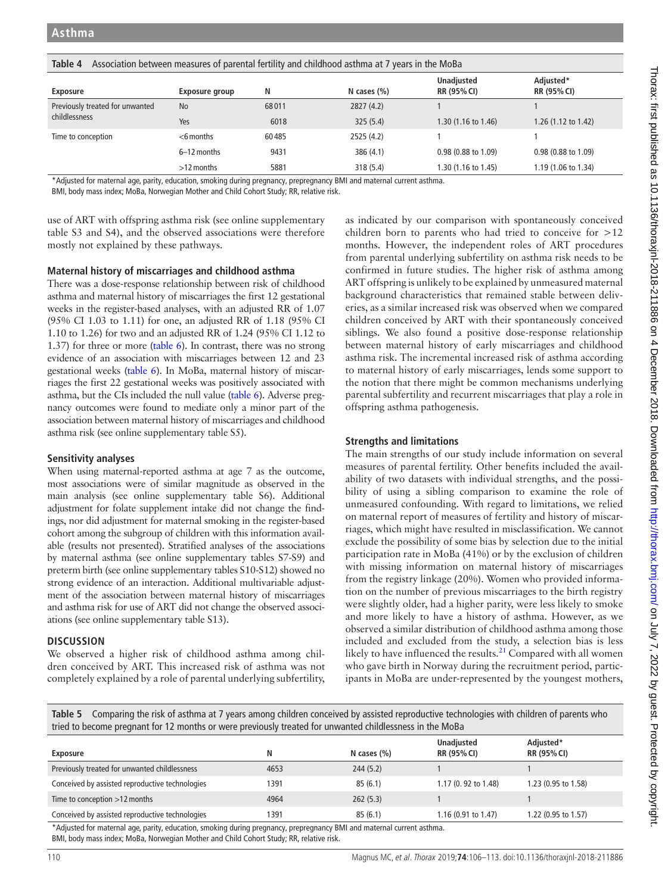**Table 4** Association between measures of parental fertility and childhood asthma at 7 years in the MoBa

| Exposure | Exposure group | N | N cases (%) | Unadjusted RR (95% CI) | Adjusted* RR (95% CI) |
|---|---|---|---|---|---|
| Previously treated for unwanted childlessness | No | 68011 | 2827 (4.2) | 1 | 1 |
| | Yes | 6018 | 325 (5.4) | 1.30 (1.16 to 1.46) | 1.26 (1.12 to 1.42) |
| Time to conception | <6 months | 60485 | 2525 (4.2) | 1 | 1 |
| | 6–12 months | 9431 | 386 (4.1) | 0.98 (0.88 to 1.09) | 0.98 (0.88 to 1.09) |
| | >12 months | 5881 | 318 (5.4) | 1.30 (1.16 to 1.45) | 1.19 (1.06 to 1.34) |

*Adjusted for maternal age, parity, education, smoking during pregnancy, prepregnancy BMI and maternal current asthma.
BMI, body mass index; MoBa, Norwegian Mother and Child Cohort Study; RR, relative risk.

use of ART with offspring asthma risk (see online supplementary table S3 and S4), and the observed associations were therefore mostly not explained by these pathways.

### Maternal history of miscarriages and childhood asthma

There was a dose-response relationship between risk of childhood asthma and maternal history of miscarriages the first 12 gestational weeks in the register-based analyses, with an adjusted RR of 1.07 (95% CI 1.03 to 1.11) for one, an adjusted RR of 1.18 (95% CI 1.10 to 1.26) for two and an adjusted RR of 1.24 (95% CI 1.12 to 1.37) for three or more (table 6). In contrast, there was no strong evidence of an association with miscarriages between 12 and 23 gestational weeks (table 6). In MoBa, maternal history of miscarriages the first 22 gestational weeks was positively associated with asthma, but the CIs included the null value (table 6). Adverse pregnancy outcomes were found to mediate only a minor part of the association between maternal history of miscarriages and childhood asthma risk (see online supplementary table S5).

### Sensitivity analyses

When using maternal-reported asthma at age 7 as the outcome, most associations were of similar magnitude as observed in the main analysis (see online supplementary table S6). Additional adjustment for folate supplement intake did not change the findings, nor did adjustment for maternal smoking in the register-based cohort among the subgroup of children with this information available (results not presented). Stratified analyses of the associations by maternal asthma (see online supplementary tables S7-S9) and preterm birth (see online supplementary tables S10-S12) showed no strong evidence of an interaction. Additional multivariable adjustment of the association between maternal history of miscarriages and asthma risk for use of ART did not change the observed associations (see online supplementary table S13).

## DISCUSSION

We observed a higher risk of childhood asthma among children conceived by ART. This increased risk of asthma was not completely explained by a role of parental underlying subfertility, as indicated by our comparison with spontaneously conceived children born to parents who had tried to conceive for >12 months. However, the independent roles of ART procedures from parental underlying subfertility on asthma risk needs to be confirmed in future studies. The higher risk of asthma among ART offspring is unlikely to be explained by unmeasured maternal background characteristics that remained stable between deliveries, as a similar increased risk was observed when we compared children conceived by ART with their spontaneously conceived siblings. We also found a positive dose-response relationship between maternal history of early miscarriages and childhood asthma risk. The incremental increased risk of asthma according to maternal history of early miscarriages, lends some support to the notion that there might be common mechanisms underlying parental subfertility and recurrent miscarriages that play a role in offspring asthma pathogenesis.

### Strengths and limitations

The main strengths of our study include information on several measures of parental fertility. Other benefits included the availability of two datasets with individual strengths, and the possibility of using a sibling comparison to examine the role of unmeasured confounding. With regard to limitations, we relied on maternal report of measures of fertility and history of miscarriages, which might have resulted in misclassification. We cannot exclude the possibility of some bias by selection due to the initial participation rate in MoBa (41%) or by the exclusion of children with missing information on maternal history of miscarriages from the registry linkage (20%). Women who provided information on the number of previous miscarriages to the birth registry were slightly older, had a higher parity, were less likely to smoke and more likely to have a history of asthma. However, as we observed a similar distribution of childhood asthma among those included and excluded from the study, a selection bias is less likely to have influenced the results.[21] Compared with all women who gave birth in Norway during the recruitment period, participants in MoBa are under-represented by the youngest mothers,

**Table 5** Comparing the risk of asthma at 7 years among children conceived by assisted reproductive technologies with children of parents who tried to become pregnant for 12 months or were previously treated for unwanted childlessness in the MoBa

| Exposure | N | N cases (%) | Unadjusted RR (95% CI) | Adjusted* RR (95% CI) |
|---|---|---|---|---|
| Previously treated for unwanted childlessness | 4653 | 244 (5.2) | 1 | 1 |
| Conceived by assisted reproductive technologies | 1391 | 85 (6.1) | 1.17 (0. 92 to 1.48) | 1.23 (0.95 to 1.58) |
| Time to conception >12 months | 4964 | 262 (5.3) | 1 | 1 |
| Conceived by assisted reproductive technologies | 1391 | 85 (6.1) | 1.16 (0.91 to 1.47) | 1.22 (0.95 to 1.57) |

*Adjusted for maternal age, parity, education, smoking during pregnancy, prepregnancy BMI and maternal current asthma.
BMI, body mass index; MoBa, Norwegian Mother and Child Cohort Study; RR, relative risk.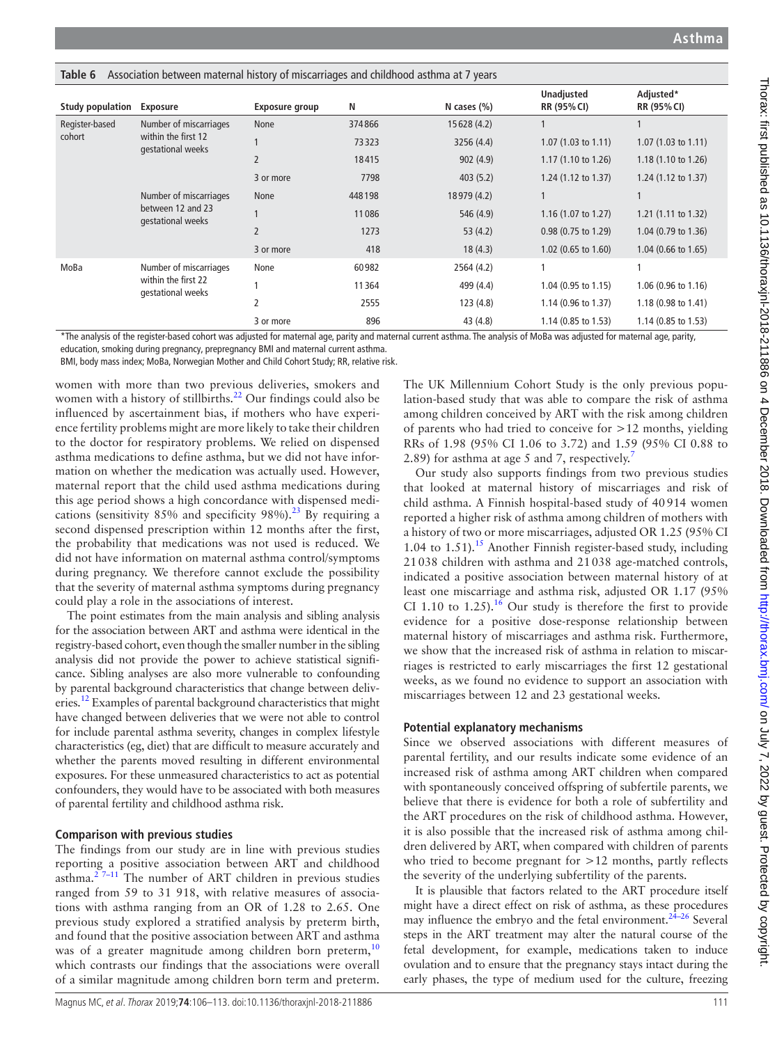**Table 6** Association between maternal history of miscarriages and childhood asthma at 7 years

| Study population | Exposure | Exposure group | N | N cases (%) | Unadjusted RR (95% CI) | Adjusted* RR (95% CI) |
|---|---|---|---|---|---|---|
| Register-based cohort | Number of miscarriages within the first 12 gestational weeks | None | 374866 | 15628 (4.2) | 1 | 1 |
| | | 1 | 73323 | 3256 (4.4) | 1.07 (1.03 to 1.11) | 1.07 (1.03 to 1.11) |
| | | 2 | 18415 | 902 (4.9) | 1.17 (1.10 to 1.26) | 1.18 (1.10 to 1.26) |
| | | 3 or more | 7798 | 403 (5.2) | 1.24 (1.12 to 1.37) | 1.24 (1.12 to 1.37) |
| | Number of miscarriages between 12 and 23 gestational weeks | None | 448198 | 18979 (4.2) | 1 | 1 |
| | | 1 | 11086 | 546 (4.9) | 1.16 (1.07 to 1.27) | 1.21 (1.11 to 1.32) |
| | | 2 | 1273 | 53 (4.2) | 0.98 (0.75 to 1.29) | 1.04 (0.79 to 1.36) |
| | | 3 or more | 418 | 18 (4.3) | 1.02 (0.65 to 1.60) | 1.04 (0.66 to 1.65) |
| MoBa | Number of miscarriages within the first 22 gestational weeks | None | 60982 | 2564 (4.2) | 1 | 1 |
| | | 1 | 11364 | 499 (4.4) | 1.04 (0.95 to 1.15) | 1.06 (0.96 to 1.16) |
| | | 2 | 2555 | 123 (4.8) | 1.14 (0.96 to 1.37) | 1.18 (0.98 to 1.41) |
| | | 3 or more | 896 | 43 (4.8) | 1.14 (0.85 to 1.53) | 1.14 (0.85 to 1.53) |

*The analysis of the register-based cohort was adjusted for maternal age, parity and maternal current asthma. The analysis of MoBa was adjusted for maternal age, parity, education, smoking during pregnancy, prepregnancy BMI and maternal current asthma.

BMI, body mass index; MoBa, Norwegian Mother and Child Cohort Study; RR, relative risk.

women with more than two previous deliveries, smokers and women with a history of stillbirths.[22] Our findings could also be influenced by ascertainment bias, if mothers who have experience fertility problems might are more likely to take their children to the doctor for respiratory problems. We relied on dispensed asthma medications to define asthma, but we did not have information on whether the medication was actually used. However, maternal report that the child used asthma medications during this age period shows a high concordance with dispensed medications (sensitivity 85% and specificity 98%).[23] By requiring a second dispensed prescription within 12 months after the first, the probability that medications was not used is reduced. We did not have information on maternal asthma control/symptoms during pregnancy. We therefore cannot exclude the possibility that the severity of maternal asthma symptoms during pregnancy could play a role in the associations of interest.

The point estimates from the main analysis and sibling analysis for the association between ART and asthma were identical in the registry-based cohort, even though the smaller number in the sibling analysis did not provide the power to achieve statistical significance. Sibling analyses are also more vulnerable to confounding by parental background characteristics that change between deliveries.[12] Examples of parental background characteristics that might have changed between deliveries that we were not able to control for include parental asthma severity, changes in complex lifestyle characteristics (eg, diet) that are difficult to measure accurately and whether the parents moved resulting in different environmental exposures. For these unmeasured characteristics to act as potential confounders, they would have to be associated with both measures of parental fertility and childhood asthma risk.

### Comparison with previous studies

The findings from our study are in line with previous studies reporting a positive association between ART and childhood asthma.[2 7–11] The number of ART children in previous studies ranged from 59 to 31 918, with relative measures of associations with asthma ranging from an OR of 1.28 to 2.65. One previous study explored a stratified analysis by preterm birth, and found that the positive association between ART and asthma was of a greater magnitude among children born preterm,[10] which contrasts our findings that the associations were overall of a similar magnitude among children born term and preterm. The UK Millennium Cohort Study is the only previous population-based study that was able to compare the risk of asthma among children conceived by ART with the risk among children of parents who had tried to conceive for >12 months, yielding RRs of 1.98 (95% CI 1.06 to 3.72) and 1.59 (95% CI 0.88 to 2.89) for asthma at age 5 and 7, respectively.[7]

Our study also supports findings from two previous studies that looked at maternal history of miscarriages and risk of child asthma. A Finnish hospital-based study of 40 914 women reported a higher risk of asthma among children of mothers with a history of two or more miscarriages, adjusted OR 1.25 (95% CI 1.04 to 1.51).[15] Another Finnish register-based study, including 21 038 children with asthma and 21 038 age-matched controls, indicated a positive association between maternal history of at least one miscarriage and asthma risk, adjusted OR 1.17 (95% CI 1.10 to 1.25).[16] Our study is therefore the first to provide evidence for a positive dose-response relationship between maternal history of miscarriages and asthma risk. Furthermore, we show that the increased risk of asthma in relation to miscarriages is restricted to early miscarriages the first 12 gestational weeks, as we found no evidence to support an association with miscarriages between 12 and 23 gestational weeks.

### Potential explanatory mechanisms

Since we observed associations with different measures of parental fertility, and our results indicate some evidence of an increased risk of asthma among ART children when compared with spontaneously conceived offspring of subfertile parents, we believe that there is evidence for both a role of subfertility and the ART procedures on the risk of childhood asthma. However, it is also possible that the increased risk of asthma among children delivered by ART, when compared with children of parents who tried to become pregnant for >12 months, partly reflects the severity of the underlying subfertility of the parents.

It is plausible that factors related to the ART procedure itself might have a direct effect on risk of asthma, as these procedures may influence the embryo and the fetal environment.[24–26] Several steps in the ART treatment may alter the natural course of the fetal development, for example, medications taken to induce ovulation and to ensure that the pregnancy stays intact during the early phases, the type of medium used for the culture, freezing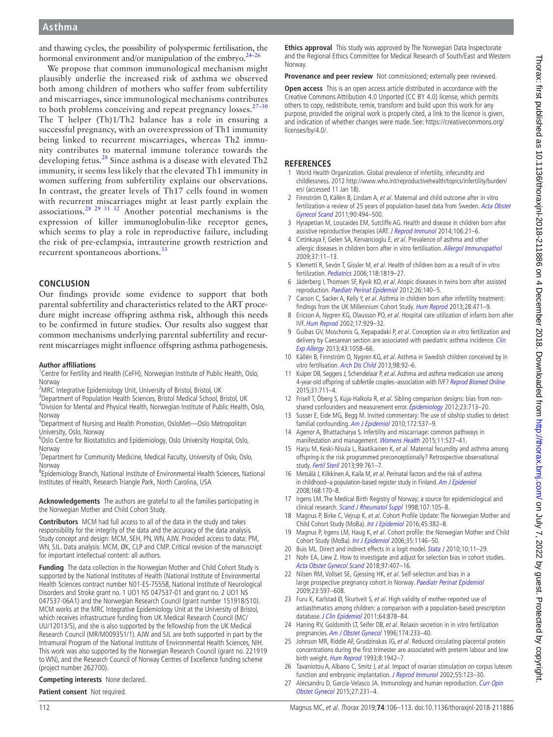and thawing cycles, the possibility of polyspermic fertilisation, the hormonal environment and/or manipulation of the embryo.[24–26]

We propose that common immunological mechanism might plausibly underlie the increased risk of asthma we observed both among children of mothers who suffer from subfertility and miscarriages, since immunological mechanisms contributes to both problems conceiving and repeat pregnancy losses.[27–30] The T helper (Th)1/Th2 balance has a role in ensuring a successful pregnancy, with an overexpression of Th1 immunity being linked to recurrent miscarriages, whereas Th2 immunity contributes to maternal immune tolerance towards the developing fetus.[28] Since asthma is a disease with elevated Th2 immunity, it seems less likely that the elevated Th1 immunity in women suffering from subfertility explains our observations. In contrast, the greater levels of Th17 cells found in women with recurrent miscarriages might at least partly explain the associations.[28 29 31 32] Another potential mechanisms is the expression of killer immunoglobulin-like receptor genes, which seems to play a role in reproductive failure, including the risk of pre-eclampsia, intrauterine growth restriction and recurrent spontaneous abortions.[33]

## CONCLUSION

Our findings provide some evidence to support that both parental subfertility and characteristics related to the ART procedure might increase offspring asthma risk, although this needs to be confirmed in future studies. Our results also suggest that common mechanisms underlying parental subfertility and recurrent miscarriages might influence offspring asthma pathogenesis.

**Author affiliations**

[1]Centre for Fertility and Health (CeFH), Norwegian Institute of Public Health, Oslo, Norway
[2]MRC Integrative Epidemiology Unit, University of Bristol, Bristol, UK
[3]Department of Population Health Sciences, Bristol Medical School, Bristol, UK
[4]Division for Mental and Physical Health, Norwegian Institute of Public Health, Oslo, Norway
[5]Department of Nursing and Health Promotion, OsloMet—Oslo Metropolitan University, Oslo, Norway
[6]Oslo Centre for Biostatistics and Epidemiology, Oslo University Hospital, Oslo, Norway
[7]Department for Community Medicine, Medical Faculty, University of Oslo, Oslo, Norway
[8]Epidemiology Branch, National Institute of Environmental Health Sciences, National Institutes of Health, Research Triangle Park, North Carolina, USA

**Acknowledgements** The authors are grateful to all the families participating in the Norwegian Mother and Child Cohort Study.

**Contributors** MCM had full access to all of the data in the study and takes responsibility for the integrity of the data and the accuracy of the data analysis. Study concept and design: MCM, SEH, PN, WN, AJW. Provided access to data: PM, WN, SJL. Data analysis: MCM, ØK, CLP and CMP. Critical revision of the manuscript for important intellectual content: all authors.

**Funding** The data collection in the Norwegian Mother and Child Cohort Study is supported by the National Institutes of Health (National Institute of Environmental Health Sciences contract number N01-ES-75558, National Institute of Neurological Disorders and Stroke grant no. 1 UO1 NS 047537-01 and grant no. 2 UO1 NS 047537-06A1) and the Norwegian Research Council (grant number 151918/S10). MCM works at the MRC Integrative Epidemiology Unit at the University of Bristol, which receives infrastructure funding from UK Medical Research Council (MC/UU/12013/5), and she is also supported by the fellowship from the UK Medical Research Council (MR/M009351/1). AJW and SJL are both supported in part by the Intramural Program of the National Institute of Environmental Health Sciences, NIH. This work was also supported by the Norwegian Research Council (grant no. 221919 to WN), and the Research Council of Norway Centres of Excellence funding scheme (project number 262700).

**Competing interests** None declared.

**Patient consent** Not required.

**Ethics approval** This study was approved by The Norwegian Data Inspectorate and the Regional Ethics Committee for Medical Research of South/East and Western Norway.

**Provenance and peer review** Not commissioned; externally peer reviewed.

**Open access** This is an open access article distributed in accordance with the Creative Commons Attribution 4.0 Unported (CC BY 4.0) license, which permits others to copy, redistribute, remix, transform and build upon this work for any purpose, provided the original work is properly cited, a link to the licence is given, and indication of whether changes were made. See: https://creativecommons.org/licenses/by/4.0/.

## REFERENCES

1. World Health Organization. Global prevalence of infertility, infecundity and childlessness. 2012 http://www.who.int/reproductivehealth/topics/infertility/burden/en/ (accessed 11 Jan 18).
2. Finnström O, Källén B, Lindam A, *et al*. Maternal and child outcome after in vitro fertilization-a review of 25 years of population-based data from Sweden. *Acta Obstet Gynecol Scand* 2011;90:494–500.
3. Hyrapetian M, Loucaides EM, Sutcliffe AG. Health and disease in children born after assistive reproductive therapies (ART. *J Reprod Immunol* 2014;106:21–6.
4. Cetinkaya F, Gelen SA, Kervancioglu E, *et al*. Prevalence of asthma and other allergic diseases in children born after in vitro fertilisation. *Allergol Immunopathol* 2009;37:11–13.
5. Klemetti R, Sevón T, Gissler M, *et al*. Health of children born as a result of in vitro fertilization. *Pediatrics* 2006;118:1819–27.
6. Jäderberg I, Thomsen SF, Kyvik KO, *et al*. Atopic diseases in twins born after assisted reproduction. *Paediatr Perinat Epidemiol* 2012;26:140–5.
7. Carson C, Sacker A, Kelly Y, *et al*. Asthma in children born after infertility treatment: findings from the UK Millennium Cohort Study. *Hum Reprod* 2013;28:471–9.
8. Ericson A, Nygren KG, Olausson PO, *et al*. Hospital care utilization of infants born after IVF. *Hum Reprod* 2002;17:929–32.
9. Guibas GV, Moschonis G, Xepapadaki P, *et al*. Conception via in vitro fertilization and delivery by Caesarean section are associated with paediatric asthma incidence. *Clin Exp Allergy* 2013;43:1058–66.
10. Källén B, Finnström O, Nygren KG, *et al*. Asthma in Swedish children conceived by in vitro fertilisation. *Arch Dis Child* 2013;98:92–6.
11. Kuiper DB, Seggers J, Schendelaar P, *et al*. Asthma and asthma medication use among 4-year-old offspring of subfertile couples–association with IVF? *Reprod Biomed Online* 2015;31:711–4.
12. Frisell T, Öberg S, Kuja-Halkola R, *et al*. Sibling comparison designs: bias from non-shared confounders and measurement error. *Epidemiology* 2012;23:713–20.
13. Susser E, Eide MG, Begg M. Invited commentary: The use of sibship studies to detect familial confounding. *Am J Epidemiol* 2010;172:537–9.
14. Agenor A, Bhattacharya S. Infertility and miscarriage: common pathways in manifestation and management. *Womens Health* 2015;11:527–41.
15. Harju M, Keski-Nisula L, Raatikainen K, *et al*. Maternal fecundity and asthma among offspring-is the risk programmed preconceptionally? Retrospective observational study. *Fertil Steril* 2013;99:761–7.
16. Metsälä J, Kilkkinen A, Kaila M, *et al*. Perinatal factors and the risk of asthma in childhood–a population-based register study in Finland. *Am J Epidemiol* 2008;168:170–8.
17. Irgens LM. The Medical Birth Registry of Norway; a source for epidemiological and clinical research. *Scand J Rheumatol Suppl* 1998;107:105–8.
18. Magnus P, Birke C, Vejrup K, *et al*. Cohort Profile Update: The Norwegian Mother and Child Cohort Study (MoBa). *Int J Epidemiol* 2016;45:382–8.
19. Magnus P, Irgens LM, Haug K, *et al*. Cohort profile: the Norwegian Mother and Child Cohort Study (MoBa). *Int J Epidemiol* 2006;35:1146–50.
20. Buis ML. Direct and indirect effects in a logit model. *Stata J* 2010;10:11–29.
21. Nohr EA, Liew Z. How to investigate and adjust for selection bias in cohort studies. *Acta Obstet Gynecol Scand* 2018;97:407–16.
22. Nilsen RM, Vollset SE, Gjessing HK, *et al*. Self-selection and bias in a large prospective pregnancy cohort in Norway. *Paediatr Perinat Epidemiol* 2009;23:597–608.
23. Furu K, Karlstad Ø, Skurtveit S, *et al*. High validity of mother-reported use of antiasthmatics among children: a comparison with a population-based prescription database. *J Clin Epidemiol* 2011;64:878–84.
24. Haning RV, Goldsmith LT, Seifer DB, *et al*. Relaxin secretion in in vitro fertilization pregnancies. *Am J Obstet Gynecol* 1996;174:233–40.
25. Johnson MR, Riddle AF, Grudzinskas JG, *et al*. Reduced circulating placental protein concentrations during the first trimester are associated with preterm labour and low birth weight. *Hum Reprod* 1993;8:1942–7.
26. Tavaniotou A, Albano C, Smitz J, *et al*. Impact of ovarian stimulation on corpus luteum function and embryonic implantation. *J Reprod Immunol* 2002;55:123–30.
27. Alecsandru D, García-Velasco JA. Immunology and human reproduction. *Curr Opin Obstet Gynecol* 2015;27:231–4.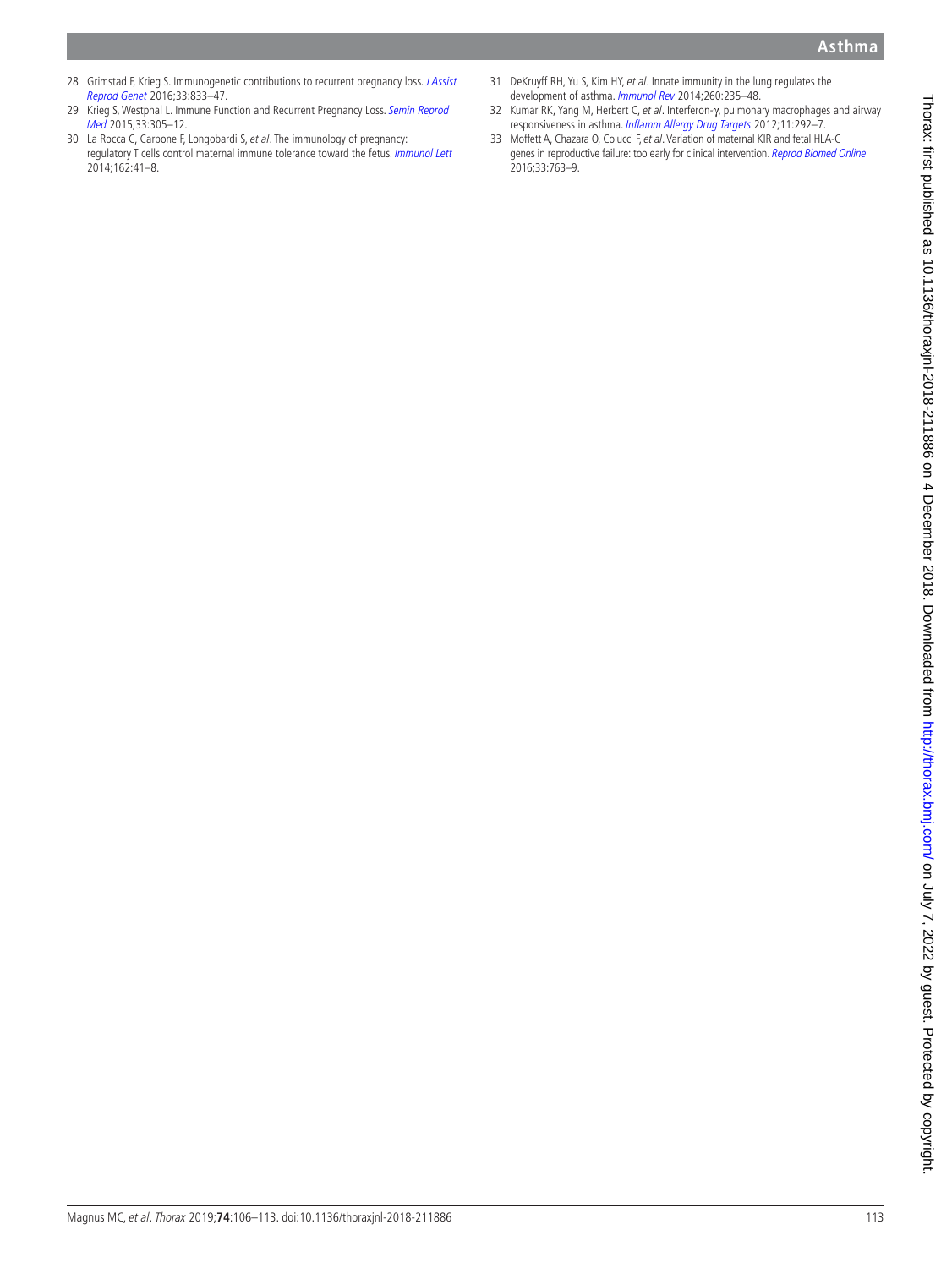28 Grimstad F, Krieg S. Immunogenetic contributions to recurrent pregnancy loss. *J Assist Reprod Genet* 2016;33:833–47.

29 Krieg S, Westphal L. Immune Function and Recurrent Pregnancy Loss. *Semin Reprod Med* 2015;33:305–12.

30 La Rocca C, Carbone F, Longobardi S, *et al*. The immunology of pregnancy: regulatory T cells control maternal immune tolerance toward the fetus. *Immunol Lett* 2014;162:41–8.

31 DeKruyff RH, Yu S, Kim HY, *et al*. Innate immunity in the lung regulates the development of asthma. *Immunol Rev* 2014;260:235–48.

32 Kumar RK, Yang M, Herbert C, *et al*. Interferon-γ, pulmonary macrophages and airway responsiveness in asthma. *Inflamm Allergy Drug Targets* 2012;11:292–7.

33 Moffett A, Chazara O, Colucci F, *et al*. Variation of maternal KIR and fetal HLA-C genes in reproductive failure: too early for clinical intervention. *Reprod Biomed Online* 2016;33:763–9.